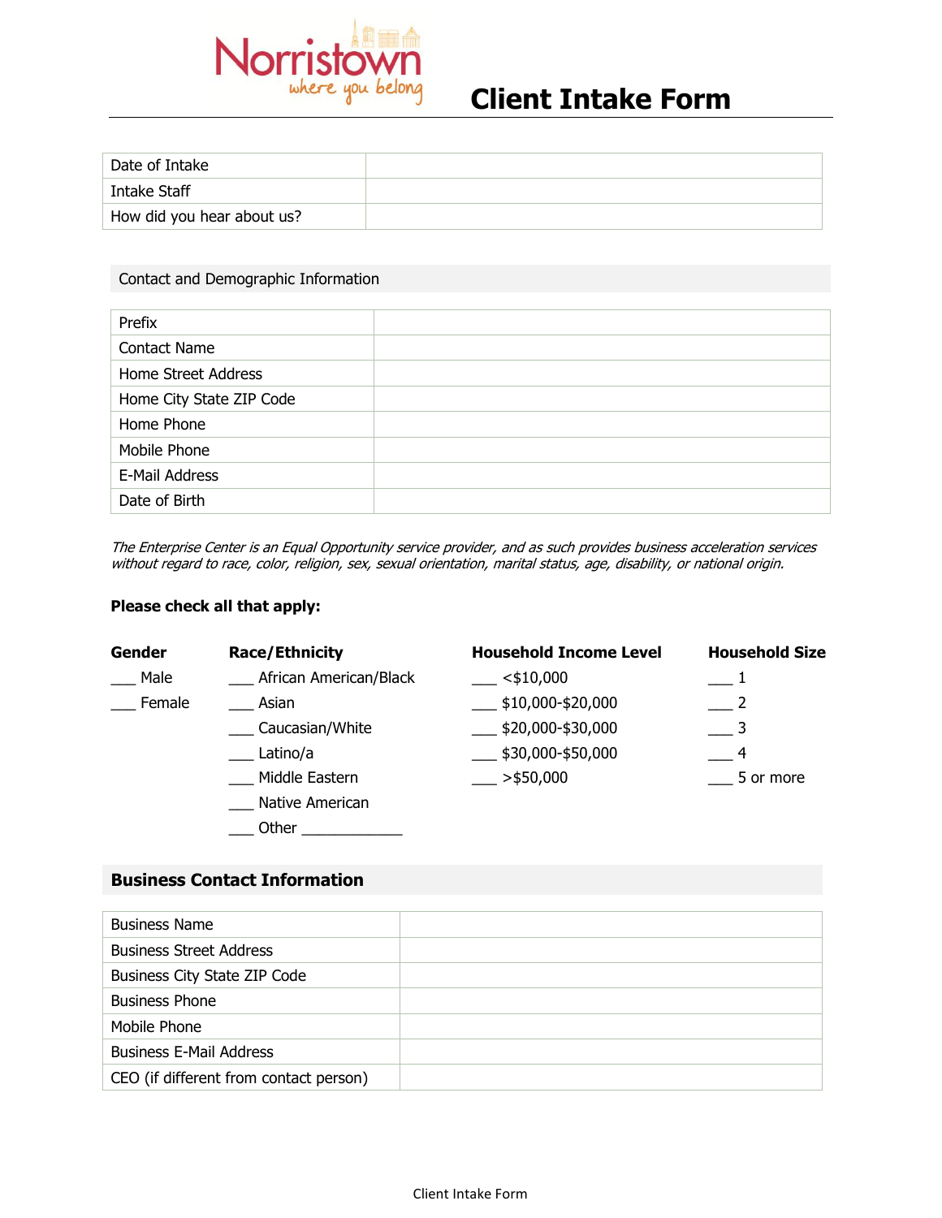Norristown
where you belong

# Client Intake Form

| | |
|---|---|
| Date of Intake | |
| Intake Staff | |
| How did you hear about us? | |

## Contact and Demographic Information

| | |
|---|---|
| Prefix | |
| Contact Name | |
| Home Street Address | |
| Home City State ZIP Code | |
| Home Phone | |
| Mobile Phone | |
| E-Mail Address | |
| Date of Birth | |

*The Enterprise Center is an Equal Opportunity service provider, and as such provides business acceleration services without regard to race, color, religion, sex, sexual orientation, marital status, age, disability, or national origin.*

**Please check all that apply:**

| **Gender** | **Race/Ethnicity** | **Household Income Level** | **Household Size** |
|---|---|---|---|
| ___ Male | ___ African American/Black | ___ <$10,000 | ___ 1 |
| ___ Female | ___ Asian | ___ $10,000-$20,000 | ___ 2 |
| | ___ Caucasian/White | ___ $20,000-$30,000 | ___ 3 |
| | ___ Latino/a | ___ $30,000-$50,000 | ___ 4 |
| | ___ Middle Eastern | ___ >$50,000 | ___ 5 or more |
| | ___ Native American | | |
| | ___ Other ____________ | | |

## Business Contact Information

| | |
|---|---|
| Business Name | |
| Business Street Address | |
| Business City State ZIP Code | |
| Business Phone | |
| Mobile Phone | |
| Business E-Mail Address | |
| CEO (if different from contact person) | |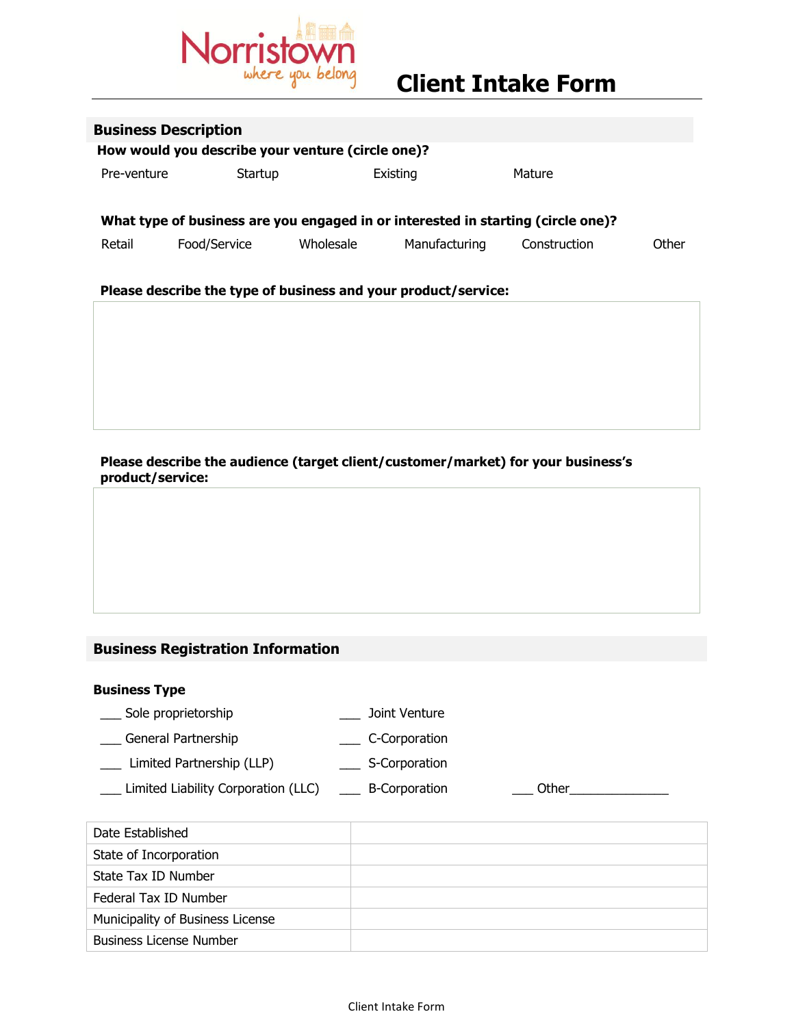Norristown
*where you belong*

# Client Intake Form

## Business Description

**How would you describe your venture (circle one)?**

Pre-venture Startup Existing Mature

**What type of business are you engaged in or interested in starting (circle one)?**

Retail Food/Service Wholesale Manufacturing Construction Other

**Please describe the type of business and your product/service:**

| |
|---|
| |

**Please describe the audience (target client/customer/market) for your business's product/service:**

| |
|---|
| |

## Business Registration Information

**Business Type**

___ Sole proprietorship

___ General Partnership

___ Limited Partnership (LLP)

___ Limited Liability Corporation (LLC)

___ Joint Venture

___ C-Corporation

___ S-Corporation

___ B-Corporation

___ Other_______________

| | |
|---|---|
| Date Established | |
| State of Incorporation | |
| State Tax ID Number | |
| Federal Tax ID Number | |
| Municipality of Business License | |
| Business License Number | |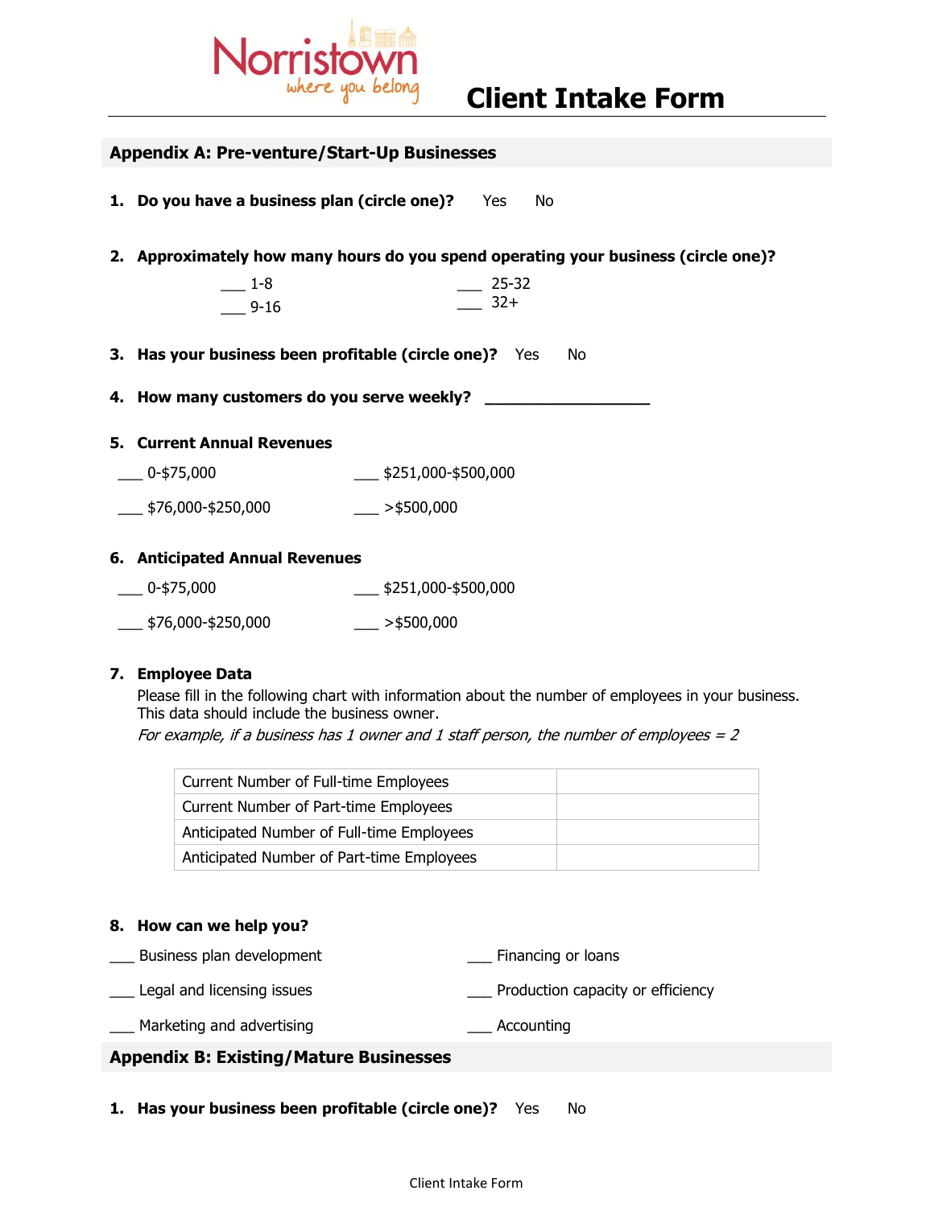# Client Intake Form

## Appendix A: Pre-venture/Start-Up Businesses

1. **Do you have a business plan (circle one)?** Yes No

2. **Approximately how many hours do you spend operating your business (circle one)?**

   ___ 1-8
   ___ 9-16
   ___ 25-32
   ___ 32+

3. **Has your business been profitable (circle one)?** Yes No

4. **How many customers do you serve weekly?** ___________________

5. **Current Annual Revenues**

   ___ 0-$75,000
   ___ $76,000-$250,000
   ___ $251,000-$500,000
   ___ >$500,000

6. **Anticipated Annual Revenues**

   ___ 0-$75,000
   ___ $76,000-$250,000
   ___ $251,000-$500,000
   ___ >$500,000

7. **Employee Data**

   Please fill in the following chart with information about the number of employees in your business. This data should include the business owner.
   *For example, if a business has 1 owner and 1 staff person, the number of employees = 2*

| | |
|---|---|
| Current Number of Full-time Employees | |
| Current Number of Part-time Employees | |
| Anticipated Number of Full-time Employees | |
| Anticipated Number of Part-time Employees | |

8. **How can we help you?**

   ___ Business plan development
   ___ Legal and licensing issues
   ___ Marketing and advertising
   ___ Financing or loans
   ___ Production capacity or efficiency
   ___ Accounting

## Appendix B: Existing/Mature Businesses

1. **Has your business been profitable (circle one)?** Yes No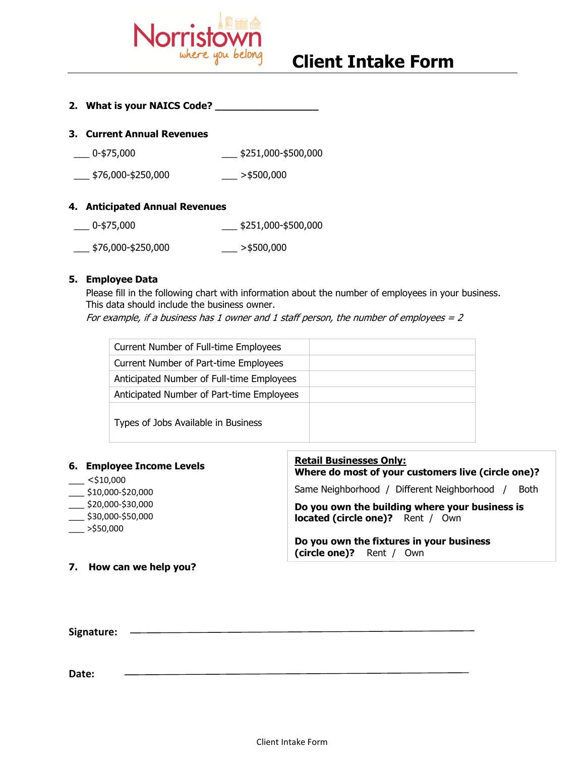Norristown
where you belong

# Client Intake Form

**2. What is your NAICS Code? ___________________**

**3. Current Annual Revenues**

___ 0-$75,000 ___ $251,000-$500,000

___ $76,000-$250,000 ___ >$500,000

**4. Anticipated Annual Revenues**

___ 0-$75,000 ___ $251,000-$500,000

___ $76,000-$250,000 ___ >$500,000

**5. Employee Data**

Please fill in the following chart with information about the number of employees in your business. This data should include the business owner.

*For example, if a business has 1 owner and 1 staff person, the number of employees = 2*

| | |
|---|---|
| Current Number of Full-time Employees | |
| Current Number of Part-time Employees | |
| Anticipated Number of Full-time Employees | |
| Anticipated Number of Part-time Employees | |
| Types of Jobs Available in Business | |

**6. Employee Income Levels**

___ <$10,000
___ $10,000-$20,000
___ $20,000-$30,000
___ $30,000-$50,000
___ >$50,000

**<u>Retail Businesses Only:</u>**

**Where do most of your customers live (circle one)?**

Same Neighborhood / Different Neighborhood / Both

**Do you own the building where your business is located (circle one)?** Rent / Own

**Do you own the fixtures in your business (circle one)?** Rent / Own

**7. How can we help you?**

**Signature:** ______________________________________________

**Date:** ______________________________________________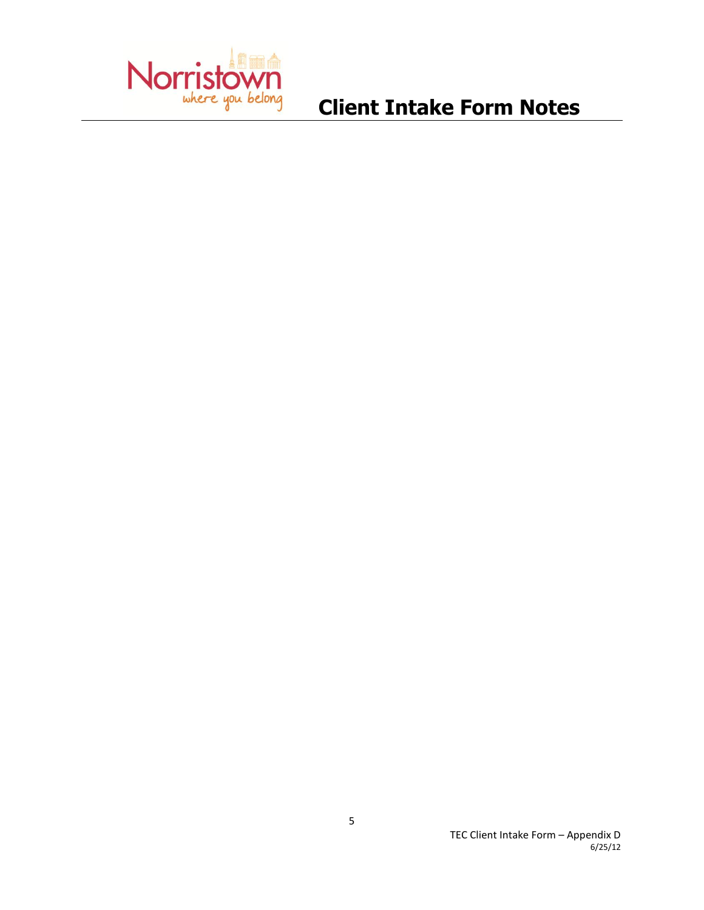# Client Intake Form Notes